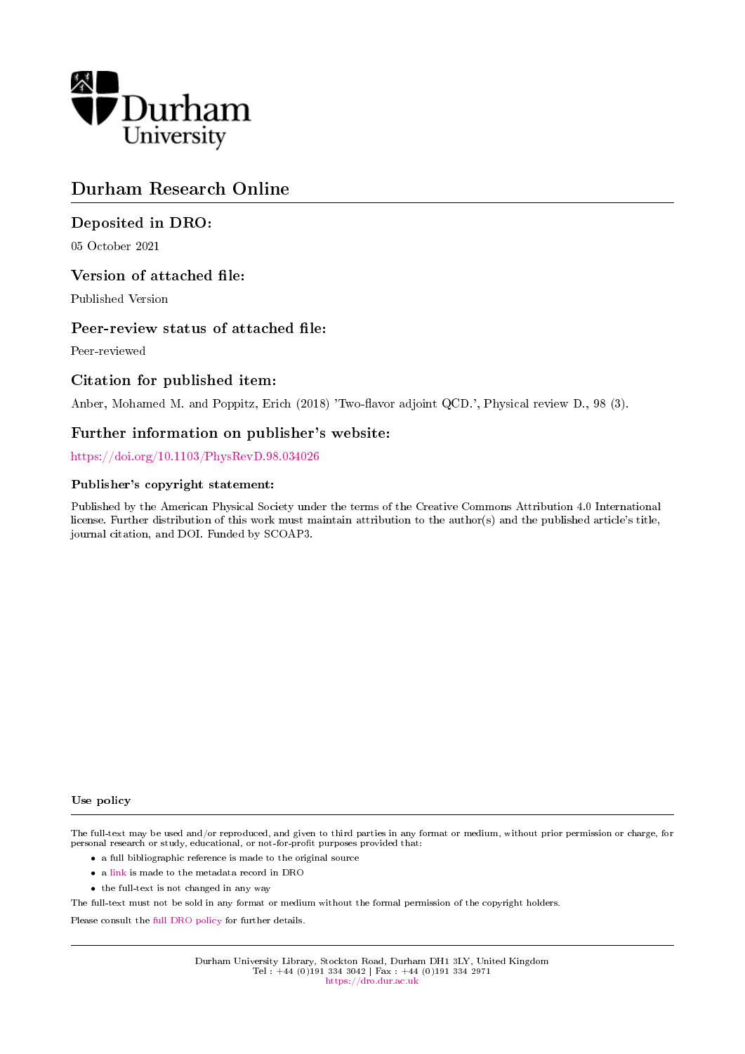Durham University

# Durham Research Online

## Deposited in DRO:

05 October 2021

## Version of attached file:

Published Version

## Peer-review status of attached file:

Peer-reviewed

## Citation for published item:

Anber, Mohamed M. and Poppitz, Erich (2018) 'Two-flavor adjoint QCD.', Physical review D., 98 (3).

## Further information on publisher's website:

https://doi.org/10.1103/PhysRevD.98.034026

### Publisher's copyright statement:

Published by the American Physical Society under the terms of the Creative Commons Attribution 4.0 International license. Further distribution of this work must maintain attribution to the author(s) and the published article's title, journal citation, and DOI. Funded by SCOAP3.

### Use policy

The full-text may be used and/or reproduced, and given to third parties in any format or medium, without prior permission or charge, for personal research or study, educational, or not-for-profit purposes provided that:

- a full bibliographic reference is made to the original source
- a link is made to the metadata record in DRO
- the full-text is not changed in any way

The full-text must not be sold in any format or medium without the formal permission of the copyright holders.

Please consult the full DRO policy for further details.

Durham University Library, Stockton Road, Durham DH1 3LY, United Kingdom
Tel : +44 (0)191 334 3042 | Fax : +44 (0)191 334 2971
https://dro.dur.ac.uk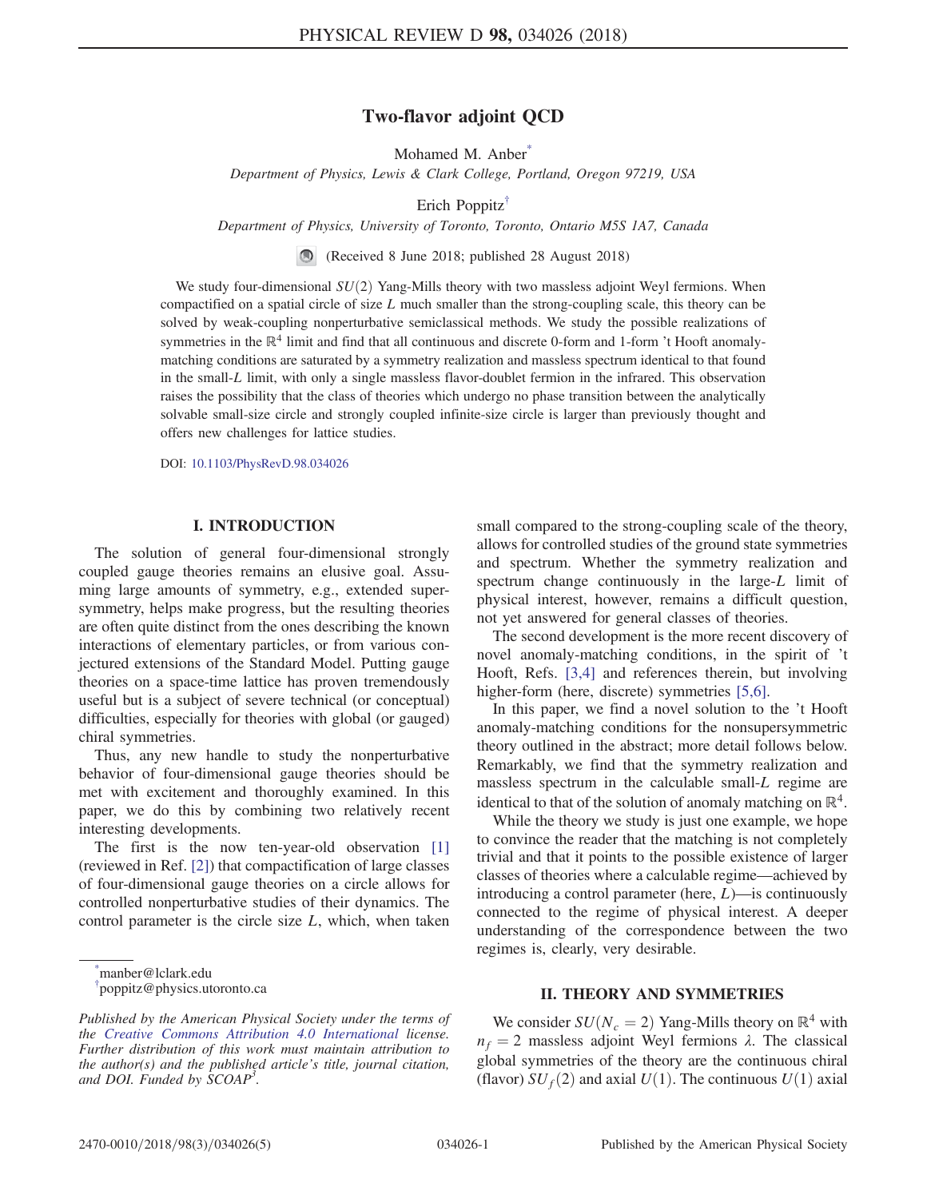# Two-flavor adjoint QCD

Mohamed M. Anber[*]

*Department of Physics, Lewis & Clark College, Portland, Oregon 97219, USA*

Erich Poppitz[†]

*Department of Physics, University of Toronto, Toronto, Ontario M5S 1A7, Canada*

(Received 8 June 2018; published 28 August 2018)

We study four-dimensional $SU(2)$ Yang-Mills theory with two massless adjoint Weyl fermions. When compactified on a spatial circle of size $L$ much smaller than the strong-coupling scale, this theory can be solved by weak-coupling nonperturbative semiclassical methods. We study the possible realizations of symmetries in the $\mathbb{R}^4$ limit and find that all continuous and discrete 0-form and 1-form 't Hooft anomaly-matching conditions are saturated by a symmetry realization and massless spectrum identical to that found in the small-$L$ limit, with only a single massless flavor-doublet fermion in the infrared. This observation raises the possibility that the class of theories which undergo no phase transition between the analytically solvable small-size circle and strongly coupled infinite-size circle is larger than previously thought and offers new challenges for lattice studies.

DOI: 10.1103/PhysRevD.98.034026

## I. INTRODUCTION

The solution of general four-dimensional strongly coupled gauge theories remains an elusive goal. Assuming large amounts of symmetry, e.g., extended supersymmetry, helps make progress, but the resulting theories are often quite distinct from the ones describing the known interactions of elementary particles, or from various conjectured extensions of the Standard Model. Putting gauge theories on a space-time lattice has proven tremendously useful but is a subject of severe technical (or conceptual) difficulties, especially for theories with global (or gauged) chiral symmetries.

Thus, any new handle to study the nonperturbative behavior of four-dimensional gauge theories should be met with excitement and thoroughly examined. In this paper, we do this by combining two relatively recent interesting developments.

The first is the now ten-year-old observation [1] (reviewed in Ref. [2]) that compactification of large classes of four-dimensional gauge theories on a circle allows for controlled nonperturbative studies of their dynamics. The control parameter is the circle size $L$, which, when taken small compared to the strong-coupling scale of the theory, allows for controlled studies of the ground state symmetries and spectrum. Whether the symmetry realization and spectrum change continuously in the large-$L$ limit of physical interest, however, remains a difficult question, not yet answered for general classes of theories.

The second development is the more recent discovery of novel anomaly-matching conditions, in the spirit of 't Hooft, Refs. [3,4] and references therein, but involving higher-form (here, discrete) symmetries [5,6].

In this paper, we find a novel solution to the 't Hooft anomaly-matching conditions for the nonsupersymmetric theory outlined in the abstract; more detail follows below. Remarkably, we find that the symmetry realization and massless spectrum in the calculable small-$L$ regime are identical to that of the solution of anomaly matching on $\mathbb{R}^4$.

While the theory we study is just one example, we hope to convince the reader that the matching is not completely trivial and that it points to the possible existence of larger classes of theories where a calculable regime—achieved by introducing a control parameter (here, $L$)—is continuously connected to the regime of physical interest. A deeper understanding of the correspondence between the two regimes is, clearly, very desirable.

## II. THEORY AND SYMMETRIES

We consider $SU(N_c = 2)$ Yang-Mills theory on $\mathbb{R}^4$ with $n_f = 2$ massless adjoint Weyl fermions $\lambda$. The classical global symmetries of the theory are the continuous chiral (flavor) $SU_f(2)$ and axial $U(1)$. The continuous $U(1)$ axial

[*] manber@lclark.edu
[†] poppitz@physics.utoronto.ca

*Published by the American Physical Society under the terms of the Creative Commons Attribution 4.0 International license. Further distribution of this work must maintain attribution to the author(s) and the published article's title, journal citation, and DOI. Funded by SCOAP[3].*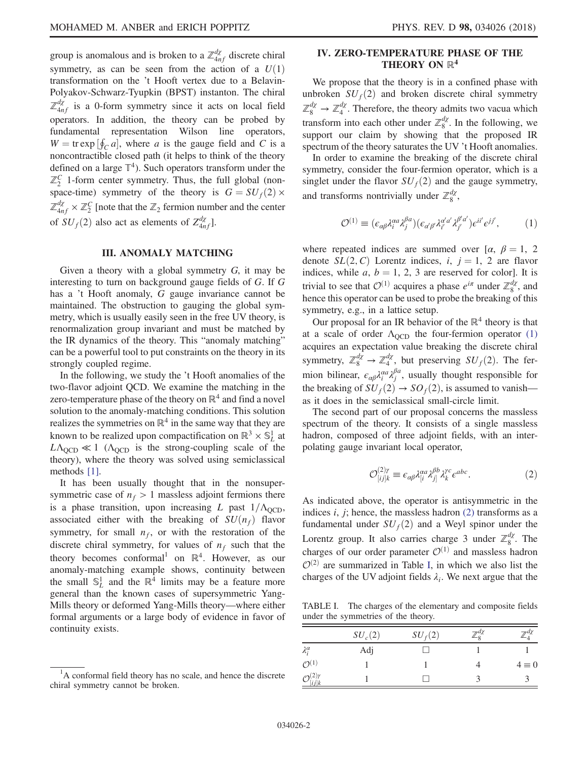group is anomalous and is broken to a $\mathbb{Z}_{4n_f}^{d\chi}$ discrete chiral symmetry, as can be seen from the action of a $U(1)$ transformation on the 't Hooft vertex due to a Belavin-Polyakov-Schwarz-Tyupkin (BPST) instanton. The chiral $\mathbb{Z}_{4n_f}^{d\chi}$ is a 0-form symmetry since it acts on local field operators. In addition, the theory can be probed by fundamental representation Wilson line operators, $W = \mathrm{tr}\exp[\oint_C a]$, where $a$ is the gauge field and $C$ is a noncontractible closed path (it helps to think of the theory defined on a large $\mathbb{T}^4$). Such operators transform under the $\mathbb{Z}_2^C$ 1-form center symmetry. Thus, the full global (non-space-time) symmetry of the theory is $G = SU_f(2) \times \mathbb{Z}_{4n_f}^{d\chi} \times \mathbb{Z}_2^C$ [note that the $\mathbb{Z}_2$ fermion number and the center of $SU_f(2)$ also act as elements of $Z_{4n_f}^{d\chi}$].

## III. ANOMALY MATCHING

Given a theory with a global symmetry $G$, it may be interesting to turn on background gauge fields of $G$. If $G$ has a 't Hooft anomaly, $G$ gauge invariance cannot be maintained. The obstruction to gauging the global symmetry, which is usually easily seen in the free UV theory, is renormalization group invariant and must be matched by the IR dynamics of the theory. This "anomaly matching" can be a powerful tool to put constraints on the theory in its strongly coupled regime.

In the following, we study the 't Hooft anomalies of the two-flavor adjoint QCD. We examine the matching in the zero-temperature phase of the theory on $\mathbb{R}^4$ and find a novel solution to the anomaly-matching conditions. This solution realizes the symmetries on $\mathbb{R}^4$ in the same way that they are known to be realized upon compactification on $\mathbb{R}^3 \times \mathbb{S}_L^1$ at $L\Lambda_{\mathrm{QCD}} \ll 1$ ($\Lambda_{\mathrm{QCD}}$ is the strong-coupling scale of the theory), where the theory was solved using semiclassical methods [1].

It has been usually thought that in the nonsupersymmetric case of $n_f > 1$ massless adjoint fermions there is a phase transition, upon increasing $L$ past $1/\Lambda_{\mathrm{QCD}}$, associated either with the breaking of $SU(n_f)$ flavor symmetry, for small $n_f$, or with the restoration of the discrete chiral symmetry, for values of $n_f$ such that the theory becomes conformal[1] on $\mathbb{R}^4$. However, as our anomaly-matching example shows, continuity between the small $\mathbb{S}_L^1$ and the $\mathbb{R}^4$ limits may be a feature more general than the known cases of supersymmetric Yang-Mills theory or deformed Yang-Mills theory—where either formal arguments or a large body of evidence in favor of continuity exists.

[1] A conformal field theory has no scale, and hence the discrete chiral symmetry cannot be broken.

## IV. ZERO-TEMPERATURE PHASE OF THE THEORY ON $\mathbb{R}^4$

We propose that the theory is in a confined phase with unbroken $SU_f(2)$ and broken discrete chiral symmetry $\mathbb{Z}_8^{d\chi} \to \mathbb{Z}_4^{d\chi}$. Therefore, the theory admits two vacua which transform into each other under $\mathbb{Z}_8^{d\chi}$. In the following, we support our claim by showing that the proposed IR spectrum of the theory saturates the UV 't Hooft anomalies.

In order to examine the breaking of the discrete chiral symmetry, consider the four-fermion operator, which is a singlet under the flavor $SU_f(2)$ and the gauge symmetry, and transforms nontrivially under $\mathbb{Z}_8^{d\chi}$,

$$\mathcal{O}^{(1)} \equiv (\epsilon_{\alpha\beta}\lambda_i^{\alpha a}\lambda_j^{\beta a})(\epsilon_{\alpha'\beta'}\lambda_{i'}^{\alpha' a'}\lambda_{j'}^{\beta' a'})\epsilon^{ii'}\epsilon^{jj'}, \tag{1}$$

where repeated indices are summed over [$\alpha$, $\beta = 1$, 2 denote $SL(2,C)$ Lorentz indices, $i$, $j = 1$, 2 are flavor indices, while $a$, $b = 1$, 2, 3 are reserved for color]. It is trivial to see that $\mathcal{O}^{(1)}$ acquires a phase $e^{i\pi}$ under $\mathbb{Z}_8^{d\chi}$, and hence this operator can be used to probe the breaking of this symmetry, e.g., in a lattice setup.

Our proposal for an IR behavior of the $\mathbb{R}^4$ theory is that at a scale of order $\Lambda_{\mathrm{QCD}}$ the four-fermion operator (1) acquires an expectation value breaking the discrete chiral symmetry, $\mathbb{Z}_8^{d\chi} \to \mathbb{Z}_4^{d\chi}$, but preserving $SU_f(2)$. The fermion bilinear, $\epsilon_{\alpha\beta}\lambda_i^{\alpha a}\lambda_j^{\beta a}$, usually thought responsible for the breaking of $SU_f(2) \to SO_f(2)$, is assumed to vanish—as it does in the semiclassical small-circle limit.

The second part of our proposal concerns the massless spectrum of the theory. It consists of a single massless hadron, composed of three adjoint fields, with an interpolating gauge invariant local operator,

$$\mathcal{O}_{[ij]k}^{(2)\gamma} \equiv \epsilon_{\alpha\beta}\lambda_{[i}^{\alpha a}\lambda_{j]}^{\beta b}\lambda_k^{\gamma c}\epsilon^{abc}. \tag{2}$$

As indicated above, the operator is antisymmetric in the indices $i$, $j$; hence, the massless hadron (2) transforms as a fundamental under $SU_f(2)$ and a Weyl spinor under the Lorentz group. It also carries charge 3 under $\mathbb{Z}_8^{d\chi}$. The charges of our order parameter $\mathcal{O}^{(1)}$ and massless hadron $\mathcal{O}^{(2)}$ are summarized in Table I, in which we also list the charges of the UV adjoint fields $\lambda_i$. We next argue that the

TABLE I. The charges of the elementary and composite fields under the symmetries of the theory.

| | $SU_c(2)$ | $SU_f(2)$ | $\mathbb{Z}_8^{d\chi}$ | $\mathbb{Z}_4^{d\chi}$ |
|---|---|---|---|---|
| $\lambda_i^\alpha$ | Adj | $\square$ | 1 | 1 |
| $\mathcal{O}^{(1)}$ | 1 | 1 | 4 | $4 \equiv 0$ |
| $\mathcal{O}_{[ij]k}^{(2)\gamma}$ | 1 | $\square$ | 3 | 3 |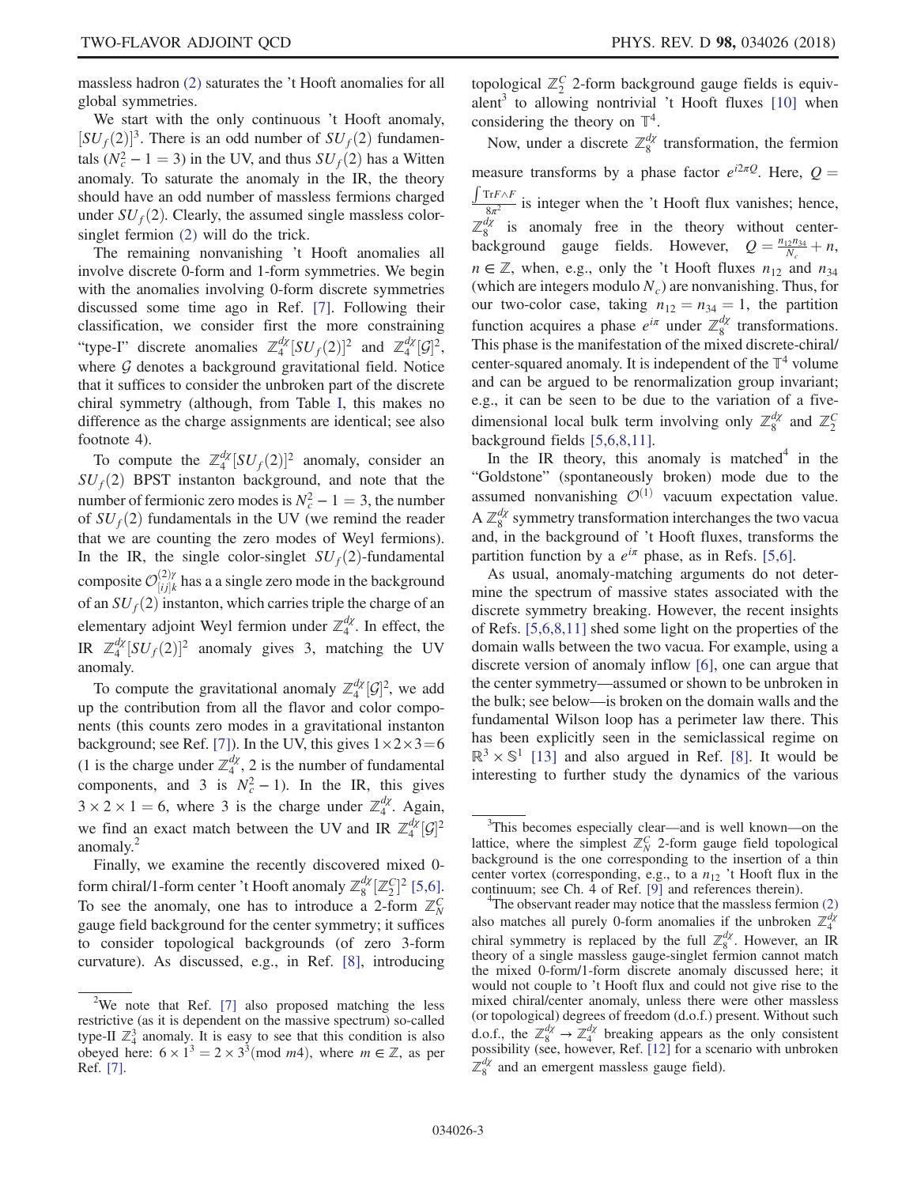massless hadron (2) saturates the 't Hooft anomalies for all global symmetries.

We start with the only continuous 't Hooft anomaly, $[SU_f(2)]^3$. There is an odd number of $SU_f(2)$ fundamentals ($N_c^2 - 1 = 3$) in the UV, and thus $SU_f(2)$ has a Witten anomaly. To saturate the anomaly in the IR, the theory should have an odd number of massless fermions charged under $SU_f(2)$. Clearly, the assumed single massless color-singlet fermion (2) will do the trick.

The remaining nonvanishing 't Hooft anomalies all involve discrete 0-form and 1-form symmetries. We begin with the anomalies involving 0-form discrete symmetries discussed some time ago in Ref. [7]. Following their classification, we consider first the more constraining "type-I" discrete anomalies $\mathbb{Z}_4^{d\chi}[SU_f(2)]^2$ and $\mathbb{Z}_4^{d\chi}[\mathcal{G}]^2$, where $\mathcal{G}$ denotes a background gravitational field. Notice that it suffices to consider the unbroken part of the discrete chiral symmetry (although, from Table I, this makes no difference as the charge assignments are identical; see also footnote 4).

To compute the $\mathbb{Z}_4^{d\chi}[SU_f(2)]^2$ anomaly, consider an $SU_f(2)$ BPST instanton background, and note that the number of fermionic zero modes is $N_c^2 - 1 = 3$, the number of $SU_f(2)$ fundamentals in the UV (we remind the reader that we are counting the zero modes of Weyl fermions). In the IR, the single color-singlet $SU_f(2)$-fundamental composite $\mathcal{O}^{(2)\gamma}_{[ij]k}$ has a a single zero mode in the background of an $SU_f(2)$ instanton, which carries triple the charge of an elementary adjoint Weyl fermion under $\mathbb{Z}_4^{d\chi}$. In effect, the IR $\mathbb{Z}_4^{d\chi}[SU_f(2)]^2$ anomaly gives 3, matching the UV anomaly.

To compute the gravitational anomaly $\mathbb{Z}_4^{d\chi}[\mathcal{G}]^2$, we add up the contribution from all the flavor and color components (this counts zero modes in a gravitational instanton background; see Ref. [7]). In the UV, this gives $1\times 2\times 3 = 6$ (1 is the charge under $\mathbb{Z}_4^{d\chi}$, 2 is the number of fundamental components, and 3 is $N_c^2 - 1$). In the IR, this gives $3\times 2\times 1 = 6$, where 3 is the charge under $\mathbb{Z}_4^{d\chi}$. Again, we find an exact match between the UV and IR $\mathbb{Z}_4^{d\chi}[\mathcal{G}]^2$ anomaly.[2]

Finally, we examine the recently discovered mixed 0-form chiral/1-form center 't Hooft anomaly $\mathbb{Z}_8^{d\chi}[\mathbb{Z}_2^C]^2$ [5,6]. To see the anomaly, one has to introduce a 2-form $\mathbb{Z}_N^C$ gauge field background for the center symmetry; it suffices to consider topological backgrounds (of zero 3-form curvature). As discussed, e.g., in Ref. [8], introducing topological $\mathbb{Z}_2^C$ 2-form background gauge fields is equivalent[3] to allowing nontrivial 't Hooft fluxes [10] when considering the theory on $\mathbb{T}^4$.

Now, under a discrete $\mathbb{Z}_8^{d\chi}$ transformation, the fermion measure transforms by a phase factor $e^{i2\pi Q}$. Here, $Q = \frac{\int \mathrm{Tr} F\wedge F}{8\pi^2}$ is integer when the 't Hooft flux vanishes; hence, $\mathbb{Z}_8^{d\chi}$ is anomaly free in the theory without center-background gauge fields. However, $Q = \frac{n_{12}n_{34}}{N_c} + n$, $n\in\mathbb{Z}$, when, e.g., only the 't Hooft fluxes $n_{12}$ and $n_{34}$ (which are integers modulo $N_c$) are nonvanishing. Thus, for our two-color case, taking $n_{12} = n_{34} = 1$, the partition function acquires a phase $e^{i\pi}$ under $\mathbb{Z}_8^{d\chi}$ transformations. This phase is the manifestation of the mixed discrete-chiral/center-squared anomaly. It is independent of the $\mathbb{T}^4$ volume and can be argued to be renormalization group invariant; e.g., it can be seen to be due to the variation of a five-dimensional local bulk term involving only $\mathbb{Z}_8^{d\chi}$ and $\mathbb{Z}_2^C$ background fields [5,6,8,11].

In the IR theory, this anomaly is matched[4] in the "Goldstone" (spontaneously broken) mode due to the assumed nonvanishing $\mathcal{O}^{(1)}$ vacuum expectation value. A $\mathbb{Z}_8^{d\chi}$ symmetry transformation interchanges the two vacua and, in the background of 't Hooft fluxes, transforms the partition function by a $e^{i\pi}$ phase, as in Refs. [5,6].

As usual, anomaly-matching arguments do not determine the spectrum of massive states associated with the discrete symmetry breaking. However, the recent insights of Refs. [5,6,8,11] shed some light on the properties of the domain walls between the two vacua. For example, using a discrete version of anomaly inflow [6], one can argue that the center symmetry—assumed or shown to be unbroken in the bulk; see below—is broken on the domain walls and the fundamental Wilson loop has a perimeter law there. This has been explicitly seen in the semiclassical regime on $\mathbb{R}^3\times\mathbb{S}^1$ [13] and also argued in Ref. [8]. It would be interesting to further study the dynamics of the various

---

[2] We note that Ref. [7] also proposed matching the less restrictive (as it is dependent on the massive spectrum) so-called type-II $\mathbb{Z}_4^3$ anomaly. It is easy to see that this condition is also obeyed here: $6\times 1^3 = 2\times 3^3 (\mathrm{mod}\ m4)$, where $m\in\mathbb{Z}$, as per Ref. [7].

[3] This becomes especially clear—and is well known—on the lattice, where the simplest $\mathbb{Z}_N^C$ 2-form gauge field topological background is the one corresponding to the insertion of a thin center vortex (corresponding, e.g., to a $n_{12}$ 't Hooft flux in the continuum; see Ch. 4 of Ref. [9] and references therein).

[4] The observant reader may notice that the massless fermion (2) also matches all purely 0-form anomalies if the unbroken $\mathbb{Z}_4^{d\chi}$ chiral symmetry is replaced by the full $\mathbb{Z}_8^{d\chi}$. However, an IR theory of a single massless gauge-singlet fermion cannot match the mixed 0-form/1-form discrete anomaly discussed here; it would not couple to 't Hooft flux and could not give rise to the mixed chiral/center anomaly, unless there were other massless (or topological) degrees of freedom (d.o.f.) present. Without such d.o.f., the $\mathbb{Z}_8^{d\chi}\to\mathbb{Z}_4^{d\chi}$ breaking appears as the only consistent possibility (see, however, Ref. [12] for a scenario with unbroken $\mathbb{Z}_8^{d\chi}$ and an emergent massless gauge field).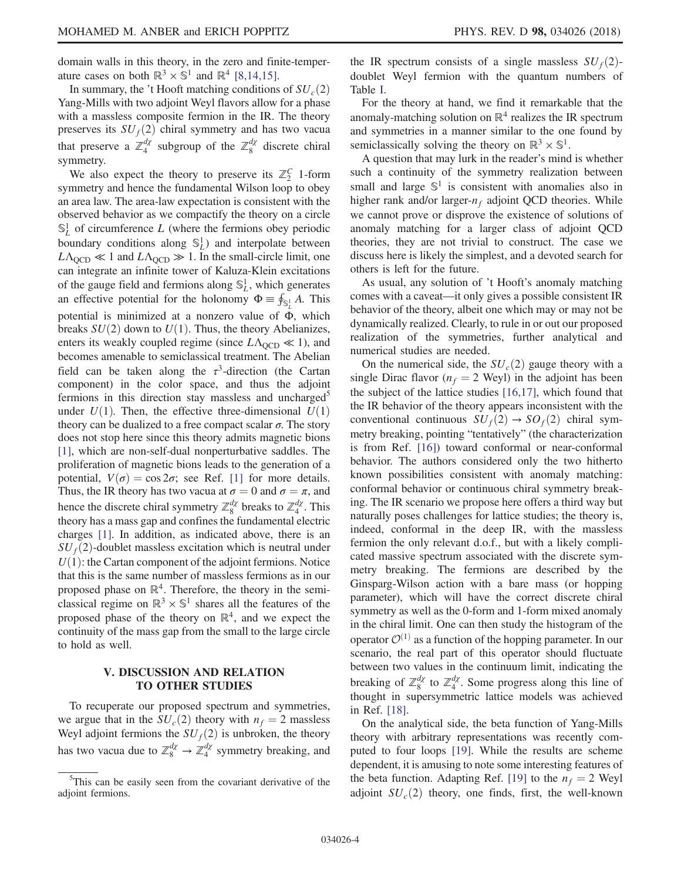domain walls in this theory, in the zero and finite-temperature cases on both $\mathbb{R}^3 \times \mathbb{S}^1$ and $\mathbb{R}^4$ [8,14,15].

In summary, the 't Hooft matching conditions of $SU_c(2)$ Yang-Mills with two adjoint Weyl flavors allow for a phase with a massless composite fermion in the IR. The theory preserves its $SU_f(2)$ chiral symmetry and has two vacua that preserve a $\mathbb{Z}_4^{d\chi}$ subgroup of the $\mathbb{Z}_8^{d\chi}$ discrete chiral symmetry.

We also expect the theory to preserve its $\mathbb{Z}_2^C$ 1-form symmetry and hence the fundamental Wilson loop to obey an area law. The area-law expectation is consistent with the observed behavior as we compactify the theory on a circle $\mathbb{S}_L^1$ of circumference $L$ (where the fermions obey periodic boundary conditions along $\mathbb{S}_L^1$) and interpolate between $L\Lambda_{\rm QCD} \ll 1$ and $L\Lambda_{\rm QCD} \gg 1$. In the small-circle limit, one can integrate an infinite tower of Kaluza-Klein excitations of the gauge field and fermions along $\mathbb{S}_L^1$, which generates an effective potential for the holonomy $\Phi \equiv \oint_{\mathbb{S}_L^1} A$. This potential is minimized at a nonzero value of $\Phi$, which breaks $SU(2)$ down to $U(1)$. Thus, the theory Abelianizes, enters its weakly coupled regime (since $L\Lambda_{\rm QCD} \ll 1$), and becomes amenable to semiclassical treatment. The Abelian field can be taken along the $\tau^3$-direction (the Cartan component) in the color space, and thus the adjoint fermions in this direction stay massless and uncharged[5] under $U(1)$. Then, the effective three-dimensional $U(1)$ theory can be dualized to a free compact scalar $\sigma$. The story does not stop here since this theory admits magnetic bions [1], which are non-self-dual nonperturbative saddles. The proliferation of magnetic bions leads to the generation of a potential, $V(\sigma) = \cos 2\sigma$; see Ref. [1] for more details. Thus, the IR theory has two vacua at $\sigma = 0$ and $\sigma = \pi$, and hence the discrete chiral symmetry $\mathbb{Z}_8^{d\chi}$ breaks to $\mathbb{Z}_4^{d\chi}$. This theory has a mass gap and confines the fundamental electric charges [1]. In addition, as indicated above, there is an $SU_f(2)$-doublet massless excitation which is neutral under $U(1)$: the Cartan component of the adjoint fermions. Notice that this is the same number of massless fermions as in our proposed phase on $\mathbb{R}^4$. Therefore, the theory in the semiclassical regime on $\mathbb{R}^3 \times \mathbb{S}^1$ shares all the features of the proposed phase of the theory on $\mathbb{R}^4$, and we expect the continuity of the mass gap from the small to the large circle to hold as well.

## V. DISCUSSION AND RELATION TO OTHER STUDIES

To recuperate our proposed spectrum and symmetries, we argue that in the $SU_c(2)$ theory with $n_f = 2$ massless Weyl adjoint fermions the $SU_f(2)$ is unbroken, the theory has two vacua due to $\mathbb{Z}_8^{d\chi} \to \mathbb{Z}_4^{d\chi}$ symmetry breaking, and the IR spectrum consists of a single massless $SU_f(2)$-doublet Weyl fermion with the quantum numbers of Table I.

For the theory at hand, we find it remarkable that the anomaly-matching solution on $\mathbb{R}^4$ realizes the IR spectrum and symmetries in a manner similar to the one found by semiclassically solving the theory on $\mathbb{R}^3 \times \mathbb{S}^1$.

A question that may lurk in the reader's mind is whether such a continuity of the symmetry realization between small and large $\mathbb{S}^1$ is consistent with anomalies also in higher rank and/or larger-$n_f$ adjoint QCD theories. While we cannot prove or disprove the existence of solutions of anomaly matching for a larger class of adjoint QCD theories, they are not trivial to construct. The case we discuss here is likely the simplest, and a devoted search for others is left for the future.

As usual, any solution of 't Hooft's anomaly matching comes with a caveat—it only gives a possible consistent IR behavior of the theory, albeit one which may or may not be dynamically realized. Clearly, to rule in or out our proposed realization of the symmetries, further analytical and numerical studies are needed.

On the numerical side, the $SU_c(2)$ gauge theory with a single Dirac flavor ($n_f = 2$ Weyl) in the adjoint has been the subject of the lattice studies [16,17], which found that the IR behavior of the theory appears inconsistent with the conventional continuous $SU_f(2) \to SO_f(2)$ chiral symmetry breaking, pointing "tentatively" (the characterization is from Ref. [16]) toward conformal or near-conformal behavior. The authors considered only the two hitherto known possibilities consistent with anomaly matching: conformal behavior or continuous chiral symmetry breaking. The IR scenario we propose here offers a third way but naturally poses challenges for lattice studies; the theory is, indeed, conformal in the deep IR, with the massless fermion the only relevant d.o.f., but with a likely complicated massive spectrum associated with the discrete symmetry breaking. The fermions are described by the Ginsparg-Wilson action with a bare mass (or hopping parameter), which will have the correct discrete chiral symmetry as well as the 0-form and 1-form mixed anomaly in the chiral limit. One can then study the histogram of the operator $\mathcal{O}^{(1)}$ as a function of the hopping parameter. In our scenario, the real part of this operator should fluctuate between two values in the continuum limit, indicating the breaking of $\mathbb{Z}_8^{d\chi}$ to $\mathbb{Z}_4^{d\chi}$. Some progress along this line of thought in supersymmetric lattice models was achieved in Ref. [18].

On the analytical side, the beta function of Yang-Mills theory with arbitrary representations was recently computed to four loops [19]. While the results are scheme dependent, it is amusing to note some interesting features of the beta function. Adapting Ref. [19] to the $n_f = 2$ Weyl adjoint $SU_c(2)$ theory, one finds, first, the well-known

[5] This can be easily seen from the covariant derivative of the adjoint fermions.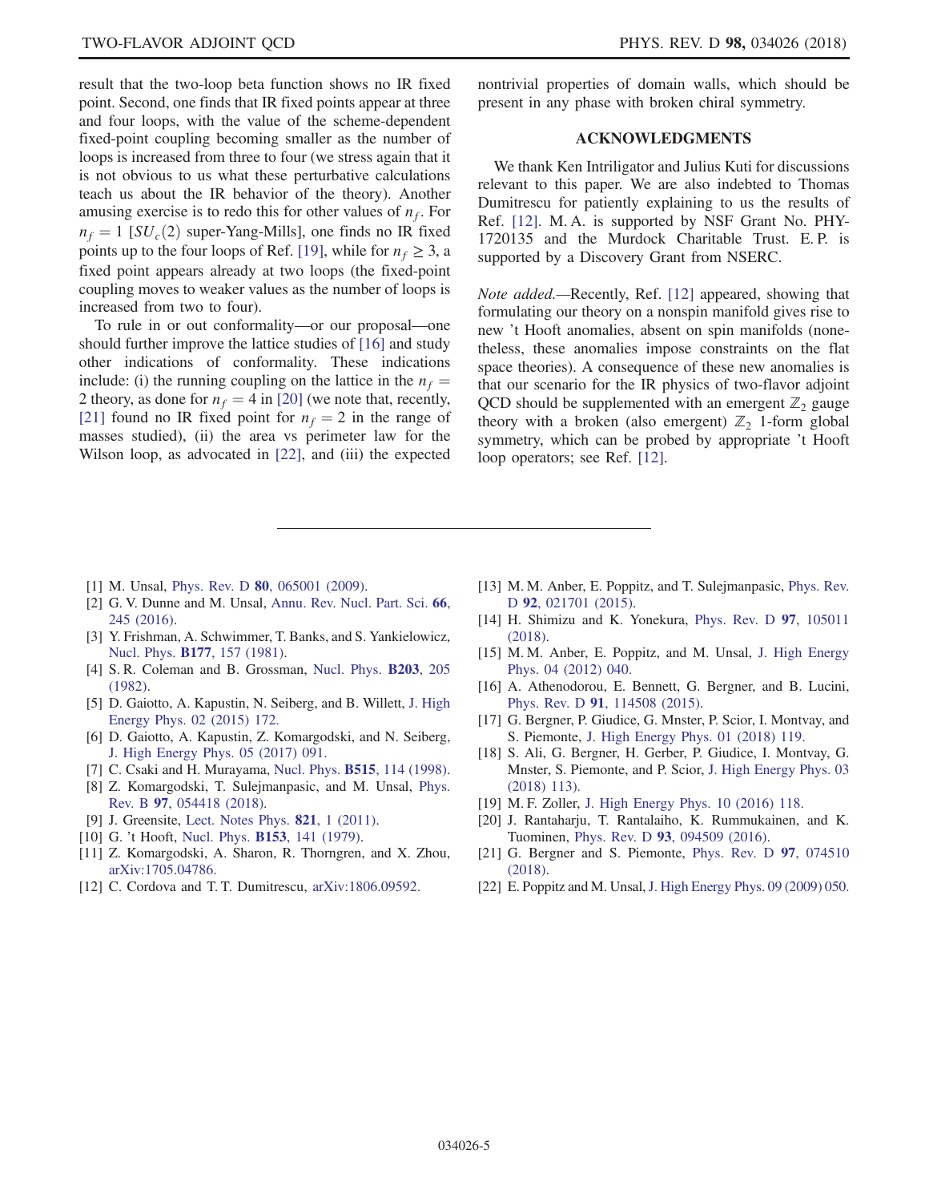result that the two-loop beta function shows no IR fixed point. Second, one finds that IR fixed points appear at three and four loops, with the value of the scheme-dependent fixed-point coupling becoming smaller as the number of loops is increased from three to four (we stress again that it is not obvious to us what these perturbative calculations teach us about the IR behavior of the theory). Another amusing exercise is to redo this for other values of $n_f$. For $n_f = 1$ [$SU_c(2)$ super-Yang-Mills], one finds no IR fixed points up to the four loops of Ref. [19], while for $n_f \geq 3$, a fixed point appears already at two loops (the fixed-point coupling moves to weaker values as the number of loops is increased from two to four).

To rule in or out conformality—or our proposal—one should further improve the lattice studies of [16] and study other indications of conformality. These indications include: (i) the running coupling on the lattice in the $n_f = 2$ theory, as done for $n_f = 4$ in [20] (we note that, recently, [21] found no IR fixed point for $n_f = 2$ in the range of masses studied), (ii) the area vs perimeter law for the Wilson loop, as advocated in [22], and (iii) the expected nontrivial properties of domain walls, which should be present in any phase with broken chiral symmetry.

## ACKNOWLEDGMENTS

We thank Ken Intriligator and Julius Kuti for discussions relevant to this paper. We are also indebted to Thomas Dumitrescu for patiently explaining to us the results of Ref. [12]. M. A. is supported by NSF Grant No. PHY-1720135 and the Murdock Charitable Trust. E. P. is supported by a Discovery Grant from NSERC.

*Note added.*—Recently, Ref. [12] appeared, showing that formulating our theory on a nonspin manifold gives rise to new 't Hooft anomalies, absent on spin manifolds (nonetheless, these anomalies impose constraints on the flat space theories). A consequence of these new anomalies is that our scenario for the IR physics of two-flavor adjoint QCD should be supplemented with an emergent $\mathbb{Z}_2$ gauge theory with a broken (also emergent) $\mathbb{Z}_2$ 1-form global symmetry, which can be probed by appropriate 't Hooft loop operators; see Ref. [12].

---

[1] M. Unsal, Phys. Rev. D **80**, 065001 (2009).

[2] G. V. Dunne and M. Unsal, Annu. Rev. Nucl. Part. Sci. **66**, 245 (2016).

[3] Y. Frishman, A. Schwimmer, T. Banks, and S. Yankielowicz, Nucl. Phys. **B177**, 157 (1981).

[4] S. R. Coleman and B. Grossman, Nucl. Phys. **B203**, 205 (1982).

[5] D. Gaiotto, A. Kapustin, N. Seiberg, and B. Willett, J. High Energy Phys. 02 (2015) 172.

[6] D. Gaiotto, A. Kapustin, Z. Komargodski, and N. Seiberg, J. High Energy Phys. 05 (2017) 091.

[7] C. Csaki and H. Murayama, Nucl. Phys. **B515**, 114 (1998).

[8] Z. Komargodski, T. Sulejmanpasic, and M. Unsal, Phys. Rev. B **97**, 054418 (2018).

[9] J. Greensite, Lect. Notes Phys. **821**, 1 (2011).

[10] G. 't Hooft, Nucl. Phys. **B153**, 141 (1979).

[11] Z. Komargodski, A. Sharon, R. Thorngren, and X. Zhou, arXiv:1705.04786.

[12] C. Cordova and T. T. Dumitrescu, arXiv:1806.09592.

[13] M. M. Anber, E. Poppitz, and T. Sulejmanpasic, Phys. Rev. D **92**, 021701 (2015).

[14] H. Shimizu and K. Yonekura, Phys. Rev. D **97**, 105011 (2018).

[15] M. M. Anber, E. Poppitz, and M. Unsal, J. High Energy Phys. 04 (2012) 040.

[16] A. Athenodorou, E. Bennett, G. Bergner, and B. Lucini, Phys. Rev. D **91**, 114508 (2015).

[17] G. Bergner, P. Giudice, G. Mnster, P. Scior, I. Montvay, and S. Piemonte, J. High Energy Phys. 01 (2018) 119.

[18] S. Ali, G. Bergner, H. Gerber, P. Giudice, I. Montvay, G. Mnster, S. Piemonte, and P. Scior, J. High Energy Phys. 03 (2018) 113.

[19] M. F. Zoller, J. High Energy Phys. 10 (2016) 118.

[20] J. Rantaharju, T. Rantalaiho, K. Rummukainen, and K. Tuominen, Phys. Rev. D **93**, 094509 (2016).

[21] G. Bergner and S. Piemonte, Phys. Rev. D **97**, 074510 (2018).

[22] E. Poppitz and M. Unsal, J. High Energy Phys. 09 (2009) 050.